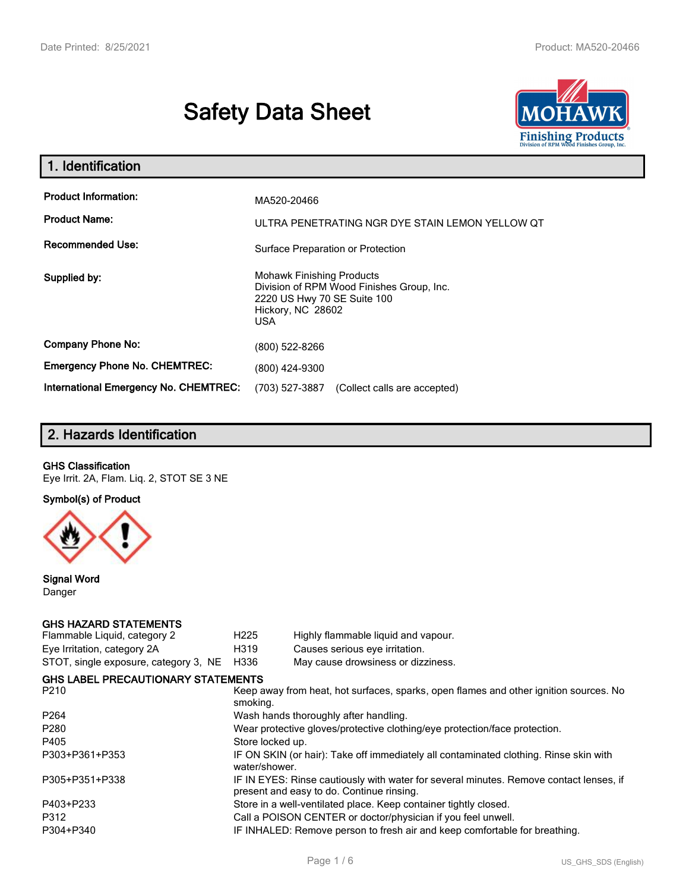# Safety Data Sheet

## 1. Identification

| | |
|---|---|
| **Product Information:** | MA520-20466 |
| **Product Name:** | ULTRA PENETRATING NGR DYE STAIN LEMON YELLOW QT |
| **Recommended Use:** | Surface Preparation or Protection |
| **Supplied by:** | Mohawk Finishing Products<br>Division of RPM Wood Finishes Group, Inc.<br>2220 US Hwy 70 SE Suite 100<br>Hickory, NC 28602<br>USA |
| **Company Phone No:** | (800) 522-8266 |
| **Emergency Phone No. CHEMTREC:** | (800) 424-9300 |
| **International Emergency No. CHEMTREC:** | (703) 527-3887 (Collect calls are accepted) |

## 2. Hazards Identification

**GHS Classification**

Eye Irrit. 2A, Flam. Liq. 2, STOT SE 3 NE

**Symbol(s) of Product**

**Signal Word**

Danger

**GHS HAZARD STATEMENTS**

| | | |
|---|---|---|
| Flammable Liquid, category 2 | H225 | Highly flammable liquid and vapour. |
| Eye Irritation, category 2A | H319 | Causes serious eye irritation. |
| STOT, single exposure, category 3, NE | H336 | May cause drowsiness or dizziness. |

**GHS LABEL PRECAUTIONARY STATEMENTS**

| | |
|---|---|
| P210 | Keep away from heat, hot surfaces, sparks, open flames and other ignition sources. No smoking. |
| P264 | Wash hands thoroughly after handling. |
| P280 | Wear protective gloves/protective clothing/eye protection/face protection. |
| P405 | Store locked up. |
| P303+P361+P353 | IF ON SKIN (or hair): Take off immediately all contaminated clothing. Rinse skin with water/shower. |
| P305+P351+P338 | IF IN EYES: Rinse cautiously with water for several minutes. Remove contact lenses, if present and easy to do. Continue rinsing. |
| P403+P233 | Store in a well-ventilated place. Keep container tightly closed. |
| P312 | Call a POISON CENTER or doctor/physician if you feel unwell. |
| P304+P340 | IF INHALED: Remove person to fresh air and keep comfortable for breathing. |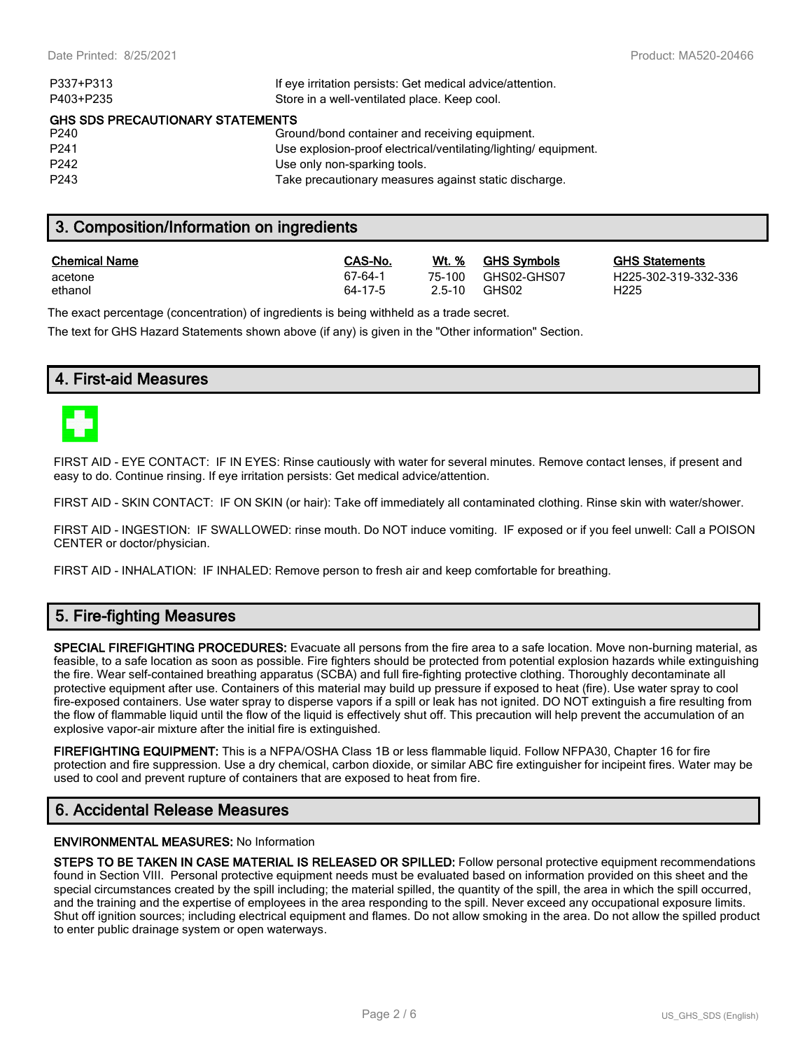| | |
|---|---|
| P337+P313 | If eye irritation persists: Get medical advice/attention. |
| P403+P235 | Store in a well-ventilated place. Keep cool. |

**GHS SDS PRECAUTIONARY STATEMENTS**

| | |
|---|---|
| P240 | Ground/bond container and receiving equipment. |
| P241 | Use explosion-proof electrical/ventilating/lighting/ equipment. |
| P242 | Use only non-sparking tools. |
| P243 | Take precautionary measures against static discharge. |

## 3. Composition/Information on ingredients

| Chemical Name | CAS-No. | Wt. % | GHS Symbols | GHS Statements |
|---|---|---|---|---|
| acetone | 67-64-1 | 75-100 | GHS02-GHS07 | H225-302-319-332-336 |
| ethanol | 64-17-5 | 2.5-10 | GHS02 | H225 |

The exact percentage (concentration) of ingredients is being withheld as a trade secret.

The text for GHS Hazard Statements shown above (if any) is given in the "Other information" Section.

## 4. First-aid Measures

FIRST AID - EYE CONTACT: IF IN EYES: Rinse cautiously with water for several minutes. Remove contact lenses, if present and easy to do. Continue rinsing. If eye irritation persists: Get medical advice/attention.

FIRST AID - SKIN CONTACT: IF ON SKIN (or hair): Take off immediately all contaminated clothing. Rinse skin with water/shower.

FIRST AID - INGESTION: IF SWALLOWED: rinse mouth. Do NOT induce vomiting. IF exposed or if you feel unwell: Call a POISON CENTER or doctor/physician.

FIRST AID - INHALATION: IF INHALED: Remove person to fresh air and keep comfortable for breathing.

## 5. Fire-fighting Measures

**SPECIAL FIREFIGHTING PROCEDURES:** Evacuate all persons from the fire area to a safe location. Move non-burning material, as feasible, to a safe location as soon as possible. Fire fighters should be protected from potential explosion hazards while extinguishing the fire. Wear self-contained breathing apparatus (SCBA) and full fire-fighting protective clothing. Thoroughly decontaminate all protective equipment after use. Containers of this material may build up pressure if exposed to heat (fire). Use water spray to cool fire-exposed containers. Use water spray to disperse vapors if a spill or leak has not ignited. DO NOT extinguish a fire resulting from the flow of flammable liquid until the flow of the liquid is effectively shut off. This precaution will help prevent the accumulation of an explosive vapor-air mixture after the initial fire is extinguished.

**FIREFIGHTING EQUIPMENT:** This is a NFPA/OSHA Class 1B or less flammable liquid. Follow NFPA30, Chapter 16 for fire protection and fire suppression. Use a dry chemical, carbon dioxide, or similar ABC fire extinguisher for incipeint fires. Water may be used to cool and prevent rupture of containers that are exposed to heat from fire.

## 6. Accidental Release Measures

**ENVIRONMENTAL MEASURES:** No Information

**STEPS TO BE TAKEN IN CASE MATERIAL IS RELEASED OR SPILLED:** Follow personal protective equipment recommendations found in Section VIII. Personal protective equipment needs must be evaluated based on information provided on this sheet and the special circumstances created by the spill including; the material spilled, the quantity of the spill, the area in which the spill occurred, and the training and the expertise of employees in the area responding to the spill. Never exceed any occupational exposure limits. Shut off ignition sources; including electrical equipment and flames. Do not allow smoking in the area. Do not allow the spilled product to enter public drainage system or open waterways.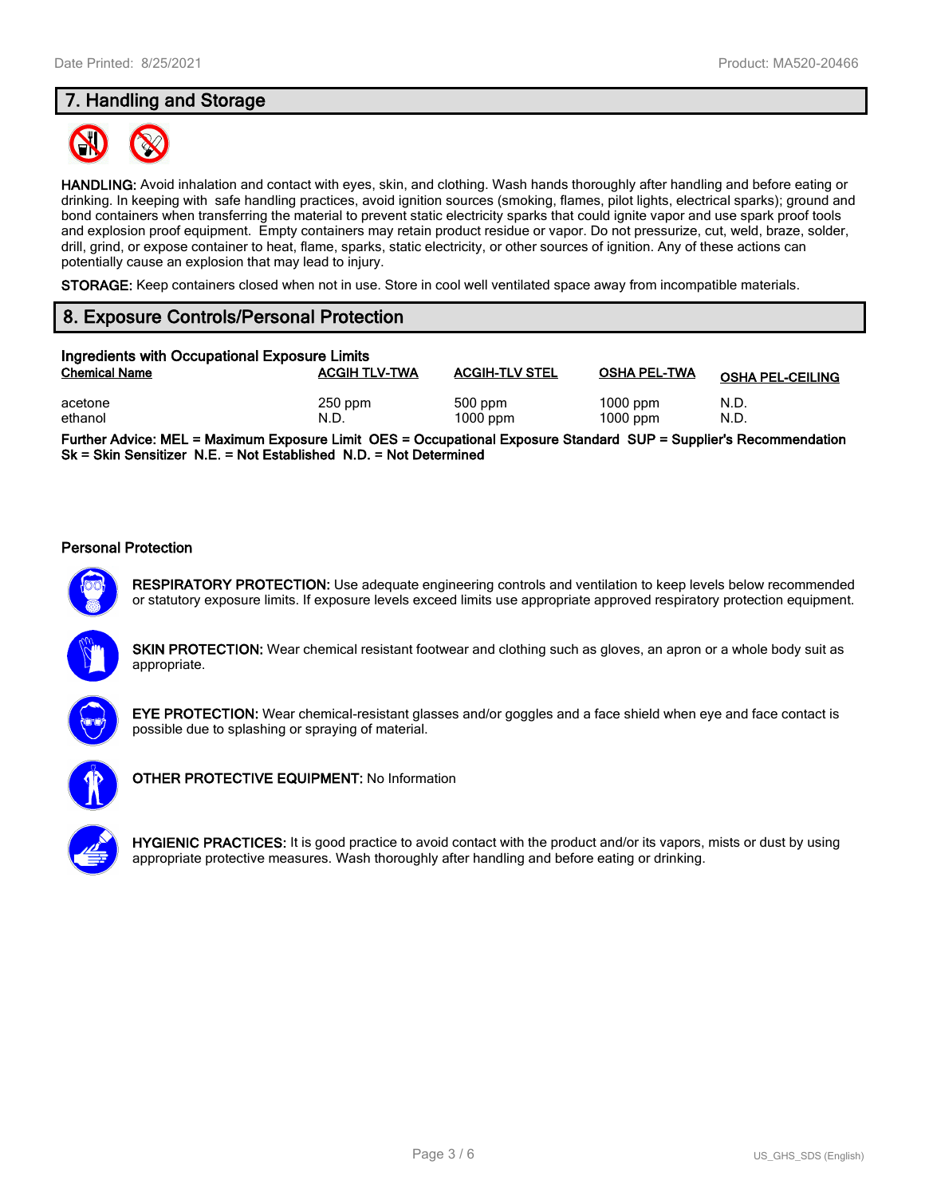## 7. Handling and Storage

**HANDLING:** Avoid inhalation and contact with eyes, skin, and clothing. Wash hands thoroughly after handling and before eating or drinking. In keeping with safe handling practices, avoid ignition sources (smoking, flames, pilot lights, electrical sparks); ground and bond containers when transferring the material to prevent static electricity sparks that could ignite vapor and use spark proof tools and explosion proof equipment. Empty containers may retain product residue or vapor. Do not pressurize, cut, weld, braze, solder, drill, grind, or expose container to heat, flame, sparks, static electricity, or other sources of ignition. Any of these actions can potentially cause an explosion that may lead to injury.

**STORAGE:** Keep containers closed when not in use. Store in cool well ventilated space away from incompatible materials.

## 8. Exposure Controls/Personal Protection

**Ingredients with Occupational Exposure Limits**

| Chemical Name | ACGIH TLV-TWA | ACGIH-TLV STEL | OSHA PEL-TWA | OSHA PEL-CEILING |
|---|---|---|---|---|
| acetone | 250 ppm | 500 ppm | 1000 ppm | N.D. |
| ethanol | N.D. | 1000 ppm | 1000 ppm | N.D. |

**Further Advice: MEL = Maximum Exposure Limit OES = Occupational Exposure Standard SUP = Supplier's Recommendation Sk = Skin Sensitizer N.E. = Not Established N.D. = Not Determined**

### Personal Protection

**RESPIRATORY PROTECTION:** Use adequate engineering controls and ventilation to keep levels below recommended or statutory exposure limits. If exposure levels exceed limits use appropriate approved respiratory protection equipment.

**SKIN PROTECTION:** Wear chemical resistant footwear and clothing such as gloves, an apron or a whole body suit as appropriate.

**EYE PROTECTION:** Wear chemical-resistant glasses and/or goggles and a face shield when eye and face contact is possible due to splashing or spraying of material.

**OTHER PROTECTIVE EQUIPMENT:** No Information

**HYGIENIC PRACTICES:** It is good practice to avoid contact with the product and/or its vapors, mists or dust by using appropriate protective measures. Wash thoroughly after handling and before eating or drinking.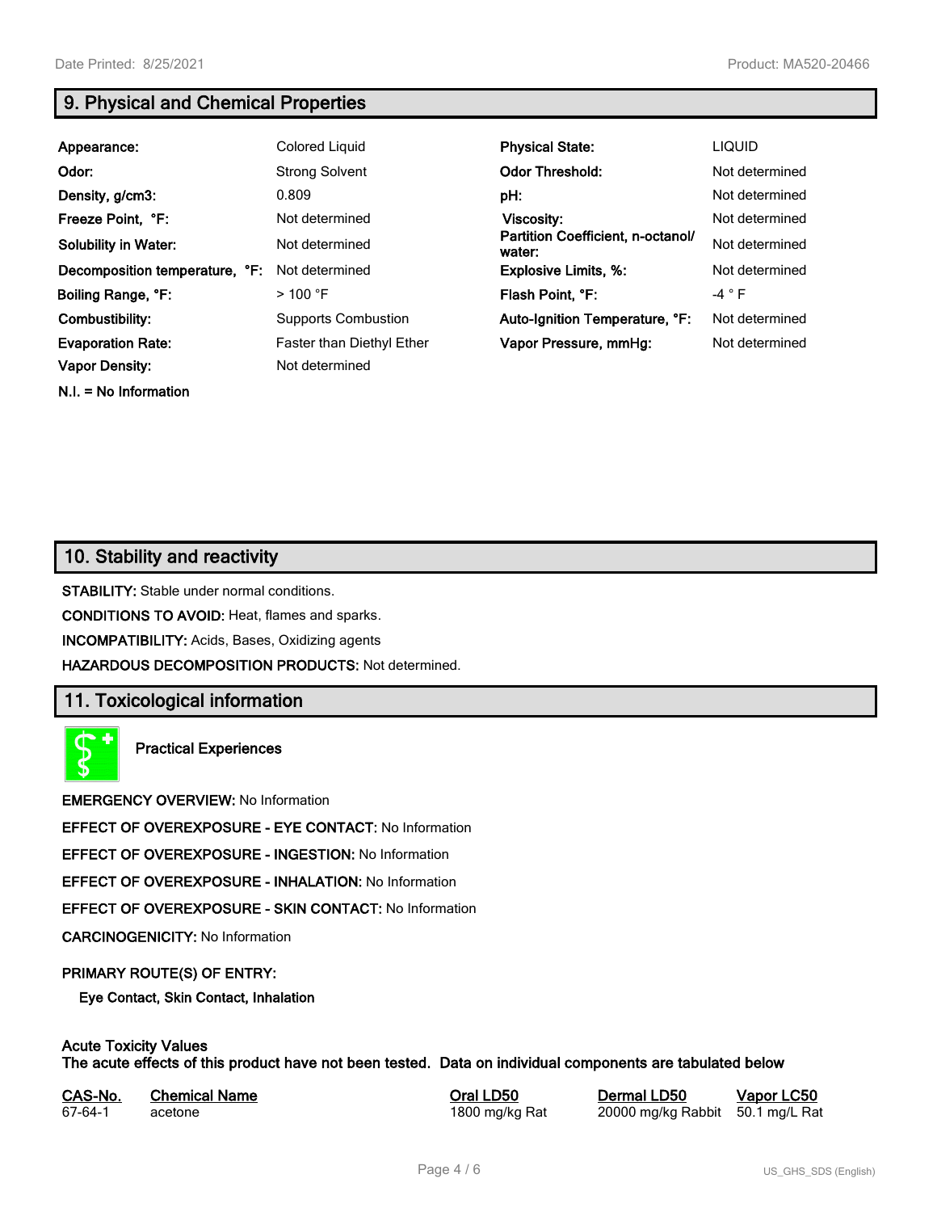## 9. Physical and Chemical Properties

| | | | |
|---|---|---|---|
| **Appearance:** | Colored Liquid | **Physical State:** | LIQUID |
| **Odor:** | Strong Solvent | **Odor Threshold:** | Not determined |
| **Density, g/cm3:** | 0.809 | **pH:** | Not determined |
| **Freeze Point, °F:** | Not determined | **Viscosity:** | Not determined |
| **Solubility in Water:** | Not determined | **Partition Coefficient, n-octanol/ water:** | Not determined |
| **Decomposition temperature, °F:** | Not determined | **Explosive Limits, %:** | Not determined |
| **Boiling Range, °F:** | > 100 °F | **Flash Point, °F:** | -4 ° F |
| **Combustibility:** | Supports Combustion | **Auto-Ignition Temperature, °F:** | Not determined |
| **Evaporation Rate:** | Faster than Diethyl Ether | **Vapor Pressure, mmHg:** | Not determined |
| **Vapor Density:** | Not determined | | |

**N.I. = No Information**

## 10. Stability and reactivity

**STABILITY:** Stable under normal conditions.

**CONDITIONS TO AVOID:** Heat, flames and sparks.

**INCOMPATIBILITY:** Acids, Bases, Oxidizing agents

**HAZARDOUS DECOMPOSITION PRODUCTS:** Not determined.

## 11. Toxicological information

**Practical Experiences**

**EMERGENCY OVERVIEW:** No Information

**EFFECT OF OVEREXPOSURE - EYE CONTACT:** No Information

**EFFECT OF OVEREXPOSURE - INGESTION:** No Information

**EFFECT OF OVEREXPOSURE - INHALATION:** No Information

**EFFECT OF OVEREXPOSURE - SKIN CONTACT:** No Information

**CARCINOGENICITY:** No Information

**PRIMARY ROUTE(S) OF ENTRY:**

**Eye Contact, Skin Contact, Inhalation**

**Acute Toxicity Values**
**The acute effects of this product have not been tested. Data on individual components are tabulated below**

| CAS-No. | Chemical Name | Oral LD50 | Dermal LD50 | Vapor LC50 |
|---|---|---|---|---|
| 67-64-1 | acetone | 1800 mg/kg Rat | 20000 mg/kg Rabbit | 50.1 mg/L Rat |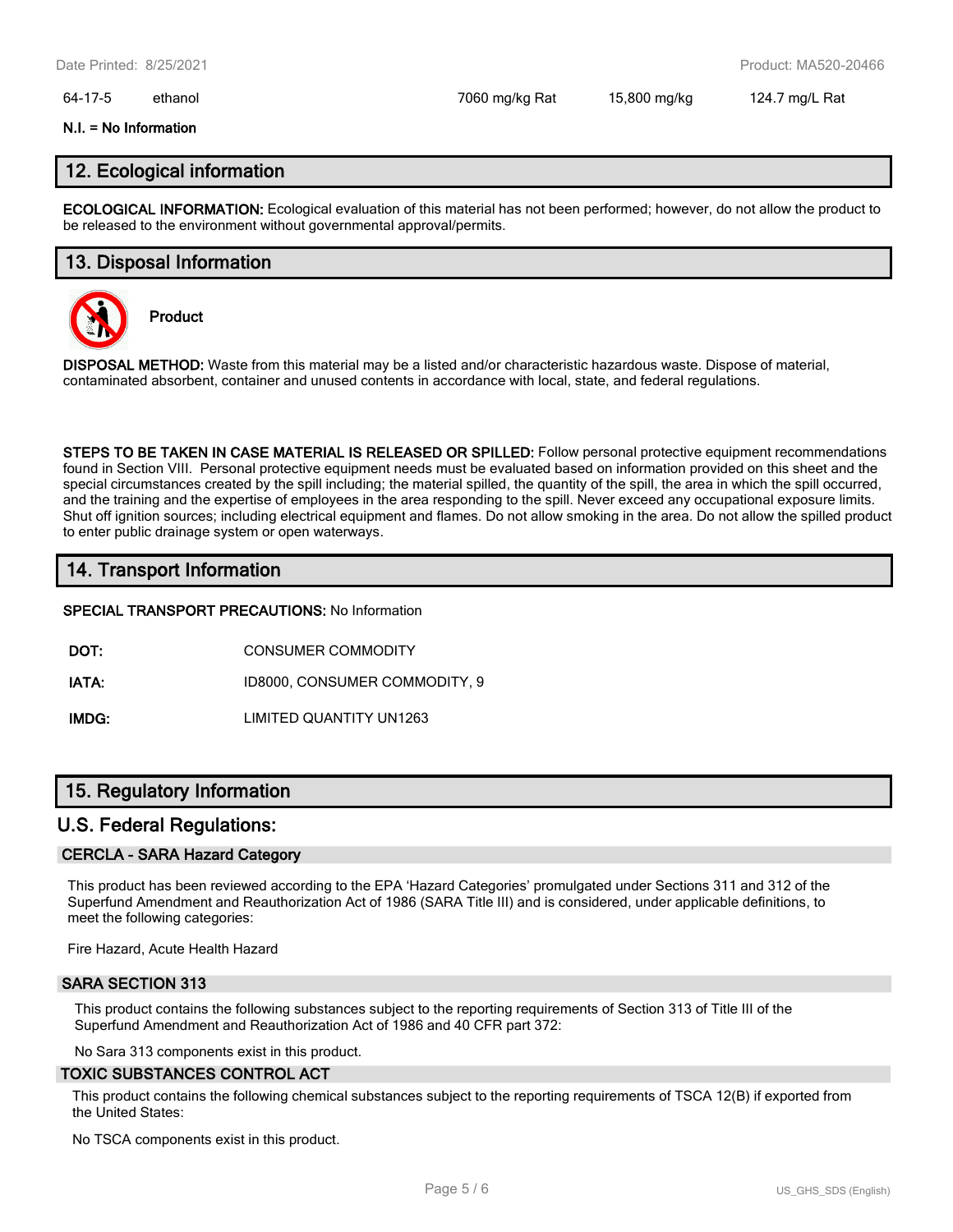| 64-17-5 | ethanol | 7060 mg/kg Rat | 15,800 mg/kg | 124.7 mg/L Rat |
|---|---|---|---|---|

**N.I. = No Information**

## 12. Ecological information

**ECOLOGICAL INFORMATION:** Ecological evaluation of this material has not been performed; however, do not allow the product to be released to the environment without governmental approval/permits.

## 13. Disposal Information

**Product**

**DISPOSAL METHOD:** Waste from this material may be a listed and/or characteristic hazardous waste. Dispose of material, contaminated absorbent, container and unused contents in accordance with local, state, and federal regulations.

**STEPS TO BE TAKEN IN CASE MATERIAL IS RELEASED OR SPILLED:** Follow personal protective equipment recommendations found in Section VIII. Personal protective equipment needs must be evaluated based on information provided on this sheet and the special circumstances created by the spill including; the material spilled, the quantity of the spill, the area in which the spill occurred, and the training and the expertise of employees in the area responding to the spill. Never exceed any occupational exposure limits. Shut off ignition sources; including electrical equipment and flames. Do not allow smoking in the area. Do not allow the spilled product to enter public drainage system or open waterways.

## 14. Transport Information

**SPECIAL TRANSPORT PRECAUTIONS:** No Information

**DOT:** CONSUMER COMMODITY

**IATA:** ID8000, CONSUMER COMMODITY, 9

**IMDG:** LIMITED QUANTITY UN1263

## 15. Regulatory Information

## U.S. Federal Regulations:

### CERCLA - SARA Hazard Category

This product has been reviewed according to the EPA 'Hazard Categories' promulgated under Sections 311 and 312 of the Superfund Amendment and Reauthorization Act of 1986 (SARA Title III) and is considered, under applicable definitions, to meet the following categories:

Fire Hazard, Acute Health Hazard

### SARA SECTION 313

This product contains the following substances subject to the reporting requirements of Section 313 of Title III of the Superfund Amendment and Reauthorization Act of 1986 and 40 CFR part 372:

No Sara 313 components exist in this product.

### TOXIC SUBSTANCES CONTROL ACT

This product contains the following chemical substances subject to the reporting requirements of TSCA 12(B) if exported from the United States:

No TSCA components exist in this product.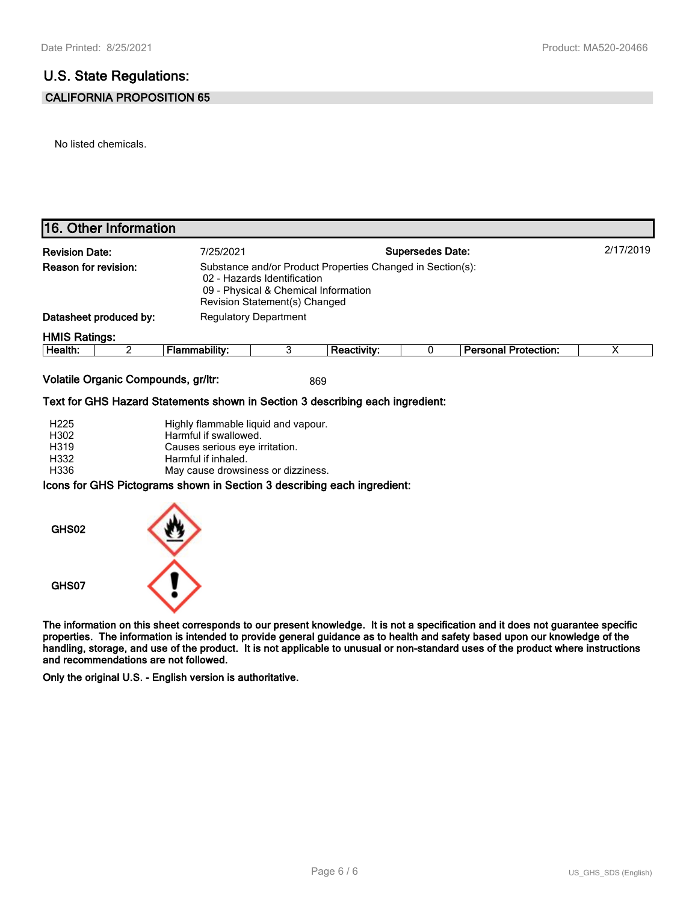## U.S. State Regulations:

### CALIFORNIA PROPOSITION 65

No listed chemicals.

## 16. Other Information

**Revision Date:** 7/25/2021 **Supersedes Date:** 2/17/2019

**Reason for revision:** Substance and/or Product Properties Changed in Section(s):
02 - Hazards Identification
09 - Physical & Chemical Information
Revision Statement(s) Changed

**Datasheet produced by:** Regulatory Department

**HMIS Ratings:**

| | | | | | | | |
|---|---|---|---|---|---|---|---|
| **Health:** | 2 | **Flammability:** | 3 | **Reactivity:** | 0 | **Personal Protection:** | X |

**Volatile Organic Compounds, gr/ltr:** 869

**Text for GHS Hazard Statements shown in Section 3 describing each ingredient:**

| | |
|---|---|
| H225 | Highly flammable liquid and vapour. |
| H302 | Harmful if swallowed. |
| H319 | Causes serious eye irritation. |
| H332 | Harmful if inhaled. |
| H336 | May cause drowsiness or dizziness. |

**Icons for GHS Pictograms shown in Section 3 describing each ingredient:**

GHS02

GHS07

**The information on this sheet corresponds to our present knowledge. It is not a specification and it does not guarantee specific properties. The information is intended to provide general guidance as to health and safety based upon our knowledge of the handling, storage, and use of the product. It is not applicable to unusual or non-standard uses of the product where instructions and recommendations are not followed.**

**Only the original U.S. - English version is authoritative.**